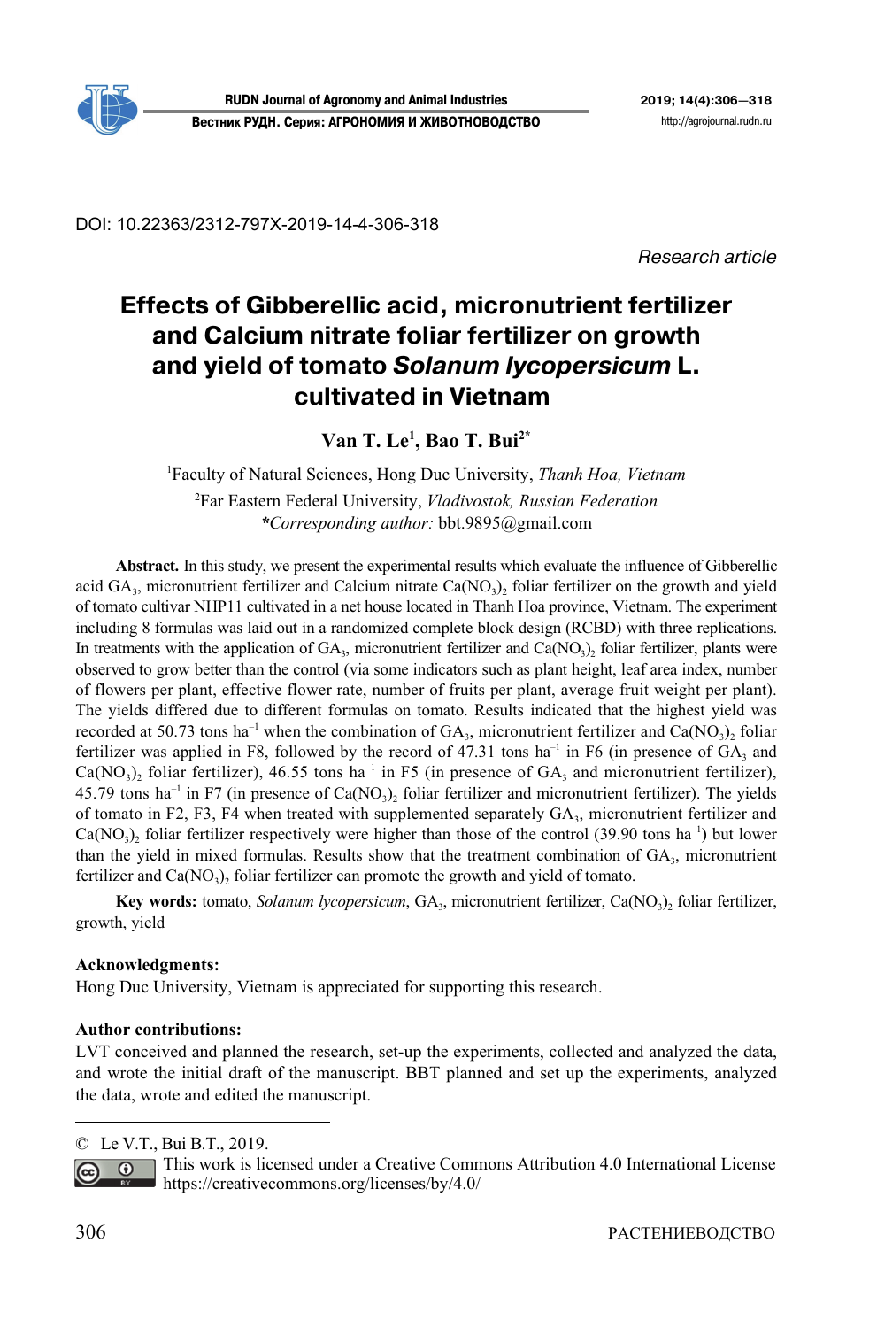DOI: 10.22363/2312-797X-2019-14-4-306-318

*Research article*

# Effects of Gibberellic acid, micronutrient fertilizer and Calcium nitrate foliar fertilizer on growth and yield of tomato *Solanum lycopersicum* L. cultivated in Vietnam

**Van T. Le[1], Bao T. Bui[2*]**

[1]Faculty of Natural Sciences, Hong Duc University, *Thanh Hoa, Vietnam*
[2]Far Eastern Federal University, *Vladivostok, Russian Federation*
**Corresponding author:* bbt.9895@gmail.com

**Abstract.** In this study, we present the experimental results which evaluate the influence of Gibberellic acid $GA_3$, micronutrient fertilizer and Calcium nitrate $Ca(NO_3)_2$ foliar fertilizer on the growth and yield of tomato cultivar NHP11 cultivated in a net house located in Thanh Hoa province, Vietnam. The experiment including 8 formulas was laid out in a randomized complete block design (RCBD) with three replications. In treatments with the application of $GA_3$, micronutrient fertilizer and $Ca(NO_3)_2$ foliar fertilizer, plants were observed to grow better than the control (via some indicators such as plant height, leaf area index, number of flowers per plant, effective flower rate, number of fruits per plant, average fruit weight per plant). The yields differed due to different formulas on tomato. Results indicated that the highest yield was recorded at 50.73 tons $ha^{-1}$ when the combination of $GA_3$, micronutrient fertilizer and $Ca(NO_3)_2$ foliar fertilizer was applied in F8, followed by the record of 47.31 tons $ha^{-1}$ in F6 (in presence of $GA_3$ and $Ca(NO_3)_2$ foliar fertilizer), 46.55 tons $ha^{-1}$ in F5 (in presence of $GA_3$ and micronutrient fertilizer), 45.79 tons $ha^{-1}$ in F7 (in presence of $Ca(NO_3)_2$ foliar fertilizer and micronutrient fertilizer). The yields of tomato in F2, F3, F4 when treated with supplemented separately $GA_3$, micronutrient fertilizer and $Ca(NO_3)_2$ foliar fertilizer respectively were higher than those of the control (39.90 tons $ha^{-1}$) but lower than the yield in mixed formulas. Results show that the treatment combination of $GA_3$, micronutrient fertilizer and $Ca(NO_3)_2$ foliar fertilizer can promote the growth and yield of tomato.

**Key words:** tomato, *Solanum lycopersicum*, $GA_3$, micronutrient fertilizer, $Ca(NO_3)_2$ foliar fertilizer, growth, yield

**Acknowledgments:**
Hong Duc University, Vietnam is appreciated for supporting this research.

**Author contributions:**
LVT conceived and planned the research, set-up the experiments, collected and analyzed the data, and wrote the initial draft of the manuscript. BBT planned and set up the experiments, analyzed the data, wrote and edited the manuscript.

© Le V.T., Bui B.T., 2019.
This work is licensed under a Creative Commons Attribution 4.0 International License https://creativecommons.org/licenses/by/4.0/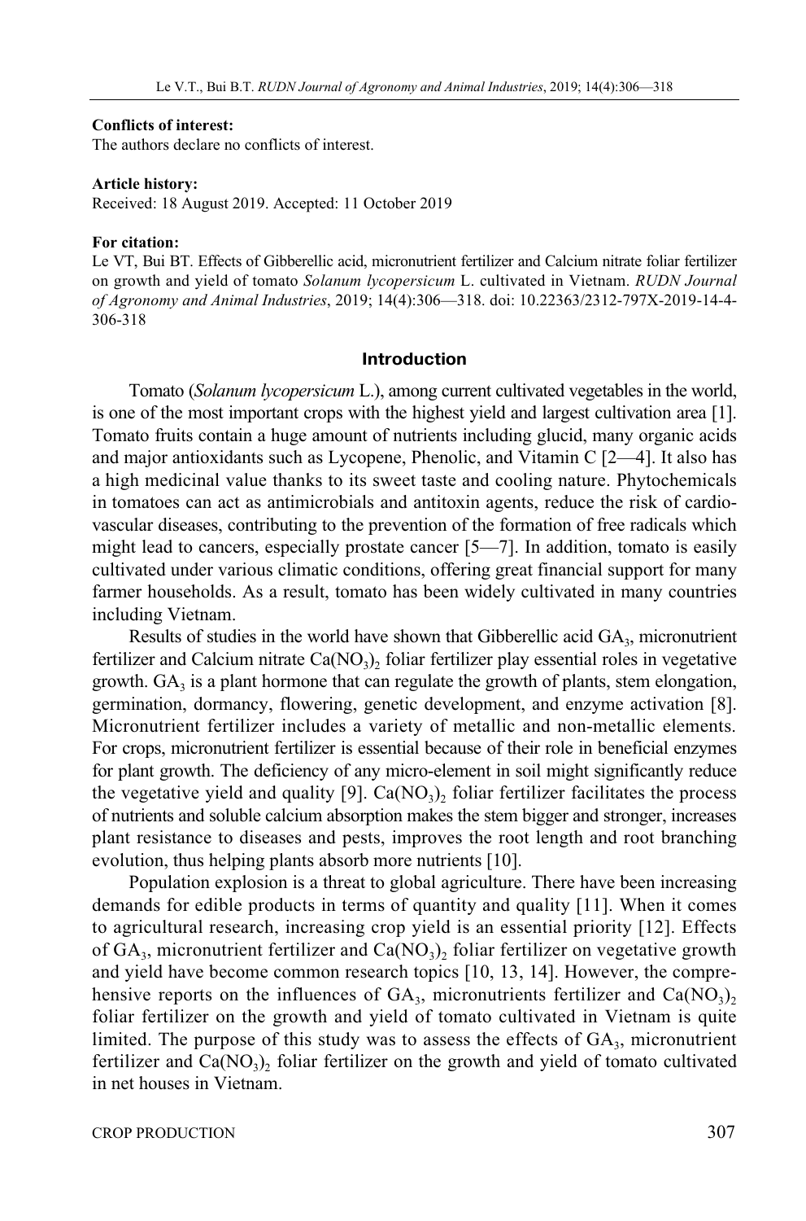**Conflicts of interest:**
The authors declare no conflicts of interest.

**Article history:**
Received: 18 August 2019. Accepted: 11 October 2019

**For citation:**
Le VT, Bui BT. Effects of Gibberellic acid, micronutrient fertilizer and Calcium nitrate foliar fertilizer on growth and yield of tomato *Solanum lycopersicum* L. cultivated in Vietnam. *RUDN Journal of Agronomy and Animal Industries*, 2019; 14(4):306—318. doi: 10.22363/2312-797X-2019-14-4-306-318

## Introduction

Tomato (*Solanum lycopersicum* L.), among current cultivated vegetables in the world, is one of the most important crops with the highest yield and largest cultivation area [1]. Tomato fruits contain a huge amount of nutrients including glucid, many organic acids and major antioxidants such as Lycopene, Phenolic, and Vitamin C [2—4]. It also has a high medicinal value thanks to its sweet taste and cooling nature. Phytochemicals in tomatoes can act as antimicrobials and antitoxin agents, reduce the risk of cardiovascular diseases, contributing to the prevention of the formation of free radicals which might lead to cancers, especially prostate cancer [5—7]. In addition, tomato is easily cultivated under various climatic conditions, offering great financial support for many farmer households. As a result, tomato has been widely cultivated in many countries including Vietnam.

Results of studies in the world have shown that Gibberellic acid $GA_3$, micronutrient fertilizer and Calcium nitrate $Ca(NO_3)_2$ foliar fertilizer play essential roles in vegetative growth. $GA_3$ is a plant hormone that can regulate the growth of plants, stem elongation, germination, dormancy, flowering, genetic development, and enzyme activation [8]. Micronutrient fertilizer includes a variety of metallic and non-metallic elements. For crops, micronutrient fertilizer is essential because of their role in beneficial enzymes for plant growth. The deficiency of any micro-element in soil might significantly reduce the vegetative yield and quality [9]. $Ca(NO_3)_2$ foliar fertilizer facilitates the process of nutrients and soluble calcium absorption makes the stem bigger and stronger, increases plant resistance to diseases and pests, improves the root length and root branching evolution, thus helping plants absorb more nutrients [10].

Population explosion is a threat to global agriculture. There have been increasing demands for edible products in terms of quantity and quality [11]. When it comes to agricultural research, increasing crop yield is an essential priority [12]. Effects of $GA_3$, micronutrient fertilizer and $Ca(NO_3)_2$ foliar fertilizer on vegetative growth and yield have become common research topics [10, 13, 14]. However, the comprehensive reports on the influences of $GA_3$, micronutrients fertilizer and $Ca(NO_3)_2$ foliar fertilizer on the growth and yield of tomato cultivated in Vietnam is quite limited. The purpose of this study was to assess the effects of $GA_3$, micronutrient fertilizer and $Ca(NO_3)_2$ foliar fertilizer on the growth and yield of tomato cultivated in net houses in Vietnam.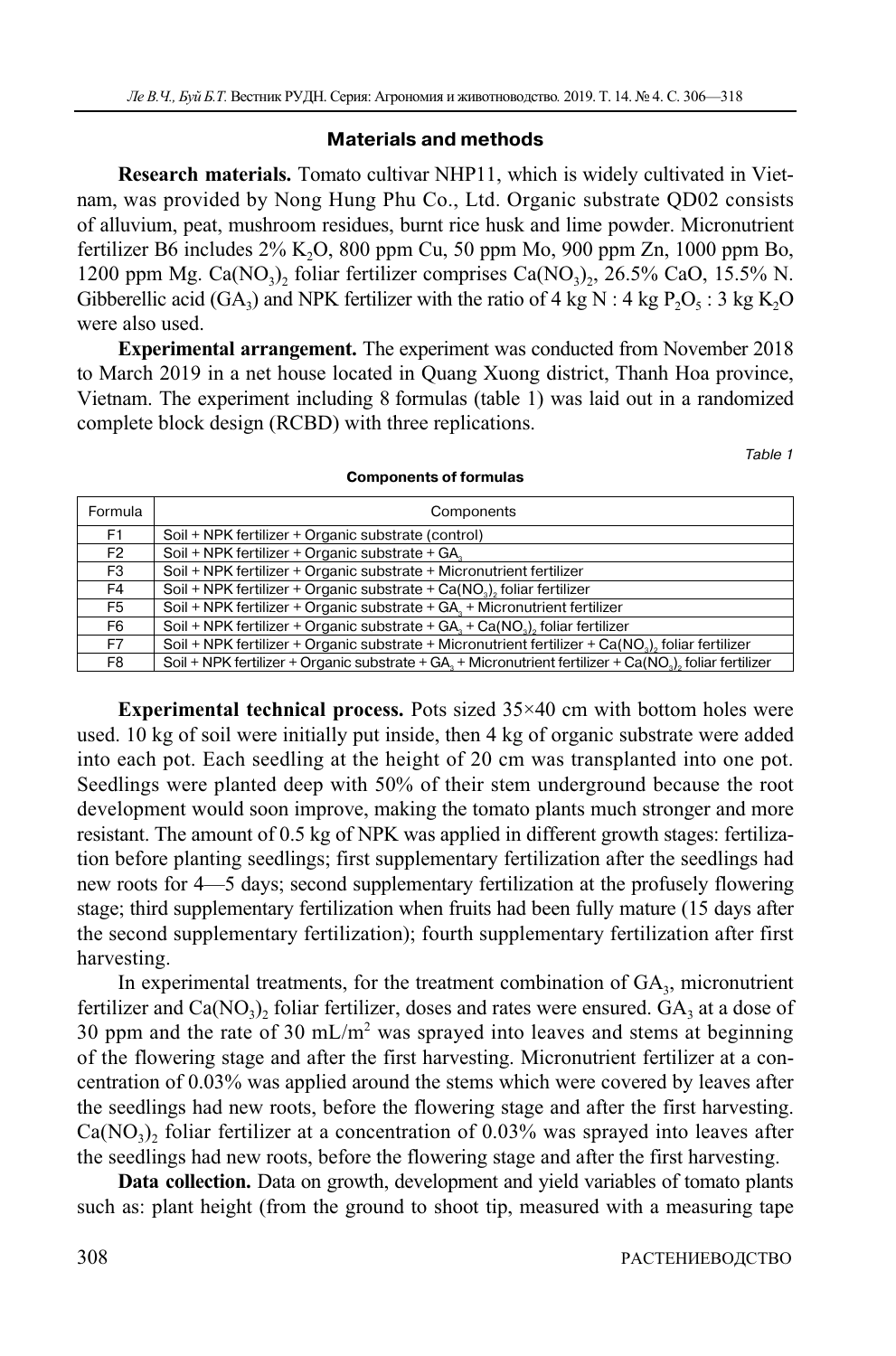## Materials and methods

**Research materials.** Tomato cultivar NHP11, which is widely cultivated in Vietnam, was provided by Nong Hung Phu Co., Ltd. Organic substrate QD02 consists of alluvium, peat, mushroom residues, burnt rice husk and lime powder. Micronutrient fertilizer B6 includes 2% $K_2O$, 800 ppm Cu, 50 ppm Mo, 900 ppm Zn, 1000 ppm Bo, 1200 ppm Mg. $Ca(NO_3)_2$ foliar fertilizer comprises $Ca(NO_3)_2$, 26.5% CaO, 15.5% N. Gibberellic acid ($GA_3$) and NPK fertilizer with the ratio of 4 kg N : 4 kg $P_2O_5$ : 3 kg $K_2O$ were also used.

**Experimental arrangement.** The experiment was conducted from November 2018 to March 2019 in a net house located in Quang Xuong district, Thanh Hoa province, Vietnam. The experiment including 8 formulas (table 1) was laid out in a randomized complete block design (RCBD) with three replications.

*Table 1*

**Components of formulas**

| Formula | Components |
|---|---|
| F1 | Soil + NPK fertilizer + Organic substrate (control) |
| F2 | Soil + NPK fertilizer + Organic substrate + $GA_3$ |
| F3 | Soil + NPK fertilizer + Organic substrate + Micronutrient fertilizer |
| F4 | Soil + NPK fertilizer + Organic substrate + $Ca(NO_3)_2$ foliar fertilizer |
| F5 | Soil + NPK fertilizer + Organic substrate + $GA_3$ + Micronutrient fertilizer |
| F6 | Soil + NPK fertilizer + Organic substrate + $GA_3$ + $Ca(NO_3)_2$ foliar fertilizer |
| F7 | Soil + NPK fertilizer + Organic substrate + Micronutrient fertilizer + $Ca(NO_3)_2$ foliar fertilizer |
| F8 | Soil + NPK fertilizer + Organic substrate + $GA_3$ + Micronutrient fertilizer + $Ca(NO_3)_2$ foliar fertilizer |

**Experimental technical process.** Pots sized 35×40 cm with bottom holes were used. 10 kg of soil were initially put inside, then 4 kg of organic substrate were added into each pot. Each seedling at the height of 20 cm was transplanted into one pot. Seedlings were planted deep with 50% of their stem underground because the root development would soon improve, making the tomato plants much stronger and more resistant. The amount of 0.5 kg of NPK was applied in different growth stages: fertilization before planting seedlings; first supplementary fertilization after the seedlings had new roots for 4—5 days; second supplementary fertilization at the profusely flowering stage; third supplementary fertilization when fruits had been fully mature (15 days after the second supplementary fertilization); fourth supplementary fertilization after first harvesting.

In experimental treatments, for the treatment combination of $GA_3$, micronutrient fertilizer and $Ca(NO_3)_2$ foliar fertilizer, doses and rates were ensured. $GA_3$ at a dose of 30 ppm and the rate of 30 mL/m$^2$ was sprayed into leaves and stems at beginning of the flowering stage and after the first harvesting. Micronutrient fertilizer at a concentration of 0.03% was applied around the stems which were covered by leaves after the seedlings had new roots, before the flowering stage and after the first harvesting. $Ca(NO_3)_2$ foliar fertilizer at a concentration of 0.03% was sprayed into leaves after the seedlings had new roots, before the flowering stage and after the first harvesting.

**Data collection.** Data on growth, development and yield variables of tomato plants such as: plant height (from the ground to shoot tip, measured with a measuring tape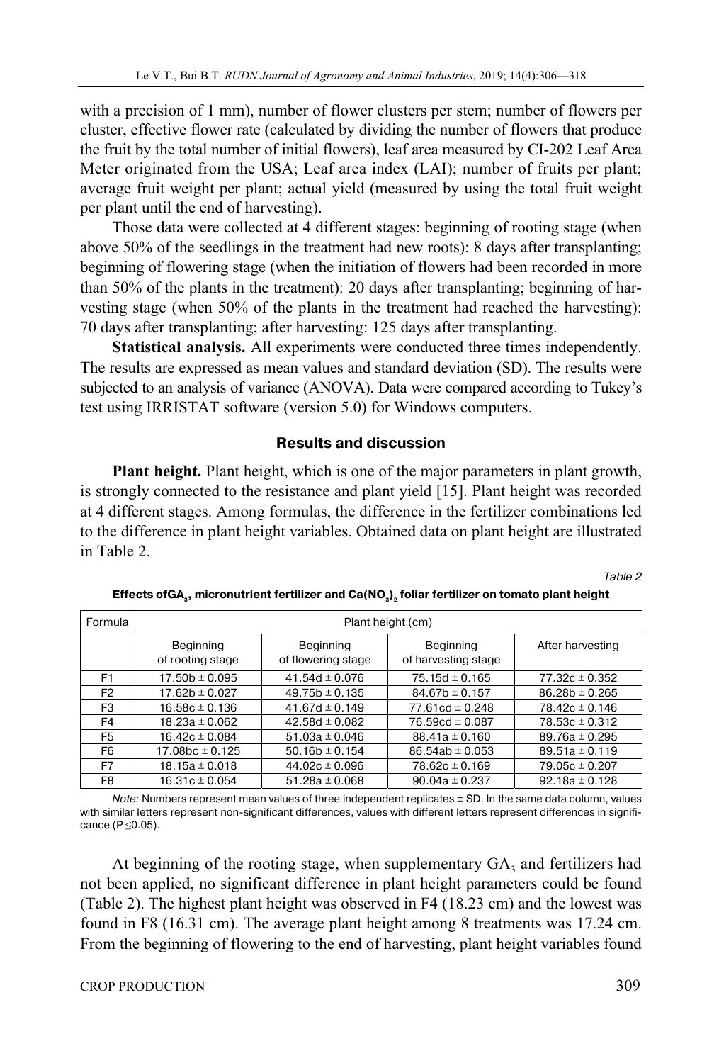with a precision of 1 mm), number of flower clusters per stem; number of flowers per cluster, effective flower rate (calculated by dividing the number of flowers that produce the fruit by the total number of initial flowers), leaf area measured by CI-202 Leaf Area Meter originated from the USA; Leaf area index (LAI); number of fruits per plant; average fruit weight per plant; actual yield (measured by using the total fruit weight per plant until the end of harvesting).

Those data were collected at 4 different stages: beginning of rooting stage (when above 50% of the seedlings in the treatment had new roots): 8 days after transplanting; beginning of flowering stage (when the initiation of flowers had been recorded in more than 50% of the plants in the treatment): 20 days after transplanting; beginning of harvesting stage (when 50% of the plants in the treatment had reached the harvesting): 70 days after transplanting; after harvesting: 125 days after transplanting.

**Statistical analysis.** All experiments were conducted three times independently. The results are expressed as mean values and standard deviation (SD). The results were subjected to an analysis of variance (ANOVA). Data were compared according to Tukey's test using IRRISTAT software (version 5.0) for Windows computers.

## Results and discussion

**Plant height.** Plant height, which is one of the major parameters in plant growth, is strongly connected to the resistance and plant yield [15]. Plant height was recorded at 4 different stages. Among formulas, the difference in the fertilizer combinations led to the difference in plant height variables. Obtained data on plant height are illustrated in Table 2.

*Table 2*

**Effects of $GA_3$, micronutrient fertilizer and $Ca(NO_3)_2$ foliar fertilizer on tomato plant height**

| Formula | Plant height (cm) | | | |
|---|---|---|---|---|
| | Beginning of rooting stage | Beginning of flowering stage | Beginning of harvesting stage | After harvesting |
| F1 | 17.50b ± 0.095 | 41.54d ± 0.076 | 75.15d ± 0.165 | 77.32c ± 0.352 |
| F2 | 17.62b ± 0.027 | 49.75b ± 0.135 | 84.67b ± 0.157 | 86.28b ± 0.265 |
| F3 | 16.58c ± 0.136 | 41.67d ± 0.149 | 77.61cd ± 0.248 | 78.42c ± 0.146 |
| F4 | 18.23a ± 0.062 | 42.58d ± 0.082 | 76.59cd ± 0.087 | 78.53c ± 0.312 |
| F5 | 16.42c ± 0.084 | 51.03a ± 0.046 | 88.41a ± 0.160 | 89.76a ± 0.295 |
| F6 | 17.08bc ± 0.125 | 50.16b ± 0.154 | 86.54ab ± 0.053 | 89.51a ± 0.119 |
| F7 | 18.15a ± 0.018 | 44.02c ± 0.096 | 78.62c ± 0.169 | 79.05c ± 0.207 |
| F8 | 16.31c ± 0.054 | 51.28a ± 0.068 | 90.04a ± 0.237 | 92.18a ± 0.128 |

*Note:* Numbers represent mean values of three independent replicates ± SD. In the same data column, values with similar letters represent non-significant differences, values with different letters represent differences in significance ($P \leq 0.05$).

At beginning of the rooting stage, when supplementary $GA_3$ and fertilizers had not been applied, no significant difference in plant height parameters could be found (Table 2). The highest plant height was observed in F4 (18.23 cm) and the lowest was found in F8 (16.31 cm). The average plant height among 8 treatments was 17.24 cm. From the beginning of flowering to the end of harvesting, plant height variables found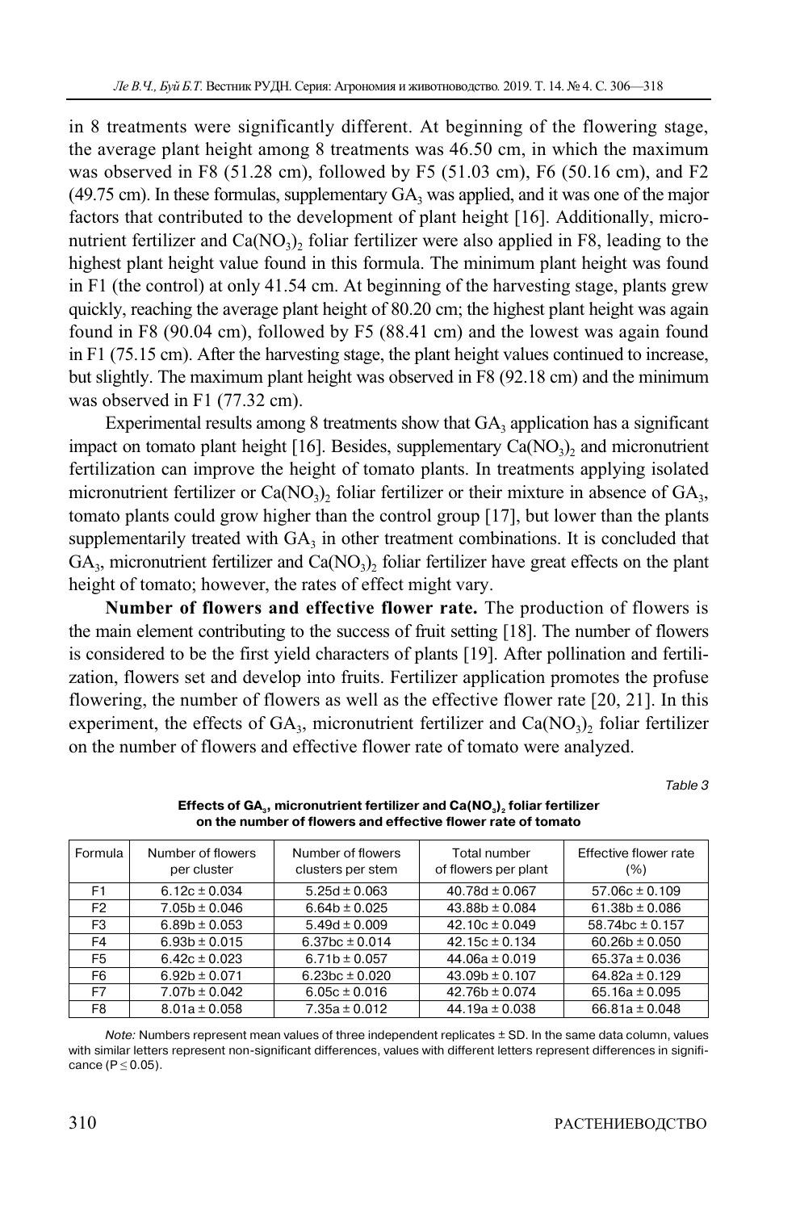in 8 treatments were significantly different. At beginning of the flowering stage, the average plant height among 8 treatments was 46.50 cm, in which the maximum was observed in F8 (51.28 cm), followed by F5 (51.03 cm), F6 (50.16 cm), and F2 (49.75 cm). In these formulas, supplementary $GA_3$ was applied, and it was one of the major factors that contributed to the development of plant height [16]. Additionally, micronutrient fertilizer and $Ca(NO_3)_2$ foliar fertilizer were also applied in F8, leading to the highest plant height value found in this formula. The minimum plant height was found in F1 (the control) at only 41.54 cm. At beginning of the harvesting stage, plants grew quickly, reaching the average plant height of 80.20 cm; the highest plant height was again found in F8 (90.04 cm), followed by F5 (88.41 cm) and the lowest was again found in F1 (75.15 cm). After the harvesting stage, the plant height values continued to increase, but slightly. The maximum plant height was observed in F8 (92.18 cm) and the minimum was observed in F1 (77.32 cm).

Experimental results among 8 treatments show that $GA_3$ application has a significant impact on tomato plant height [16]. Besides, supplementary $Ca(NO_3)_2$ and micronutrient fertilization can improve the height of tomato plants. In treatments applying isolated micronutrient fertilizer or $Ca(NO_3)_2$ foliar fertilizer or their mixture in absence of $GA_3$, tomato plants could grow higher than the control group [17], but lower than the plants supplementarily treated with $GA_3$ in other treatment combinations. It is concluded that $GA_3$, micronutrient fertilizer and $Ca(NO_3)_2$ foliar fertilizer have great effects on the plant height of tomato; however, the rates of effect might vary.

**Number of flowers and effective flower rate.** The production of flowers is the main element contributing to the success of fruit setting [18]. The number of flowers is considered to be the first yield characters of plants [19]. After pollination and fertilization, flowers set and develop into fruits. Fertilizer application promotes the profuse flowering, the number of flowers as well as the effective flower rate [20, 21]. In this experiment, the effects of $GA_3$, micronutrient fertilizer and $Ca(NO_3)_2$ foliar fertilizer on the number of flowers and effective flower rate of tomato were analyzed.

*Table 3*

**Effects of $GA_3$, micronutrient fertilizer and $Ca(NO_3)_2$ foliar fertilizer on the number of flowers and effective flower rate of tomato**

| Formula | Number of flowers per cluster | Number of flowers clusters per stem | Total number of flowers per plant | Effective flower rate (%) |
|---|---|---|---|---|
| F1 | 6.12c ± 0.034 | 5.25d ± 0.063 | 40.78d ± 0.067 | 57.06c ± 0.109 |
| F2 | 7.05b ± 0.046 | 6.64b ± 0.025 | 43.88b ± 0.084 | 61.38b ± 0.086 |
| F3 | 6.89b ± 0.053 | 5.49d ± 0.009 | 42.10c ± 0.049 | 58.74bc ± 0.157 |
| F4 | 6.93b ± 0.015 | 6.37bc ± 0.014 | 42.15c ± 0.134 | 60.26b ± 0.050 |
| F5 | 6.42c ± 0.023 | 6.71b ± 0.057 | 44.06a ± 0.019 | 65.37a ± 0.036 |
| F6 | 6.92b ± 0.071 | 6.23bc ± 0.020 | 43.09b ± 0.107 | 64.82a ± 0.129 |
| F7 | 7.07b ± 0.042 | 6.05c ± 0.016 | 42.76b ± 0.074 | 65.16a ± 0.095 |
| F8 | 8.01a ± 0.058 | 7.35a ± 0.012 | 44.19a ± 0.038 | 66.81a ± 0.048 |

*Note:* Numbers represent mean values of three independent replicates ± SD. In the same data column, values with similar letters represent non-significant differences, values with different letters represent differences in significance ($P \leq 0.05$).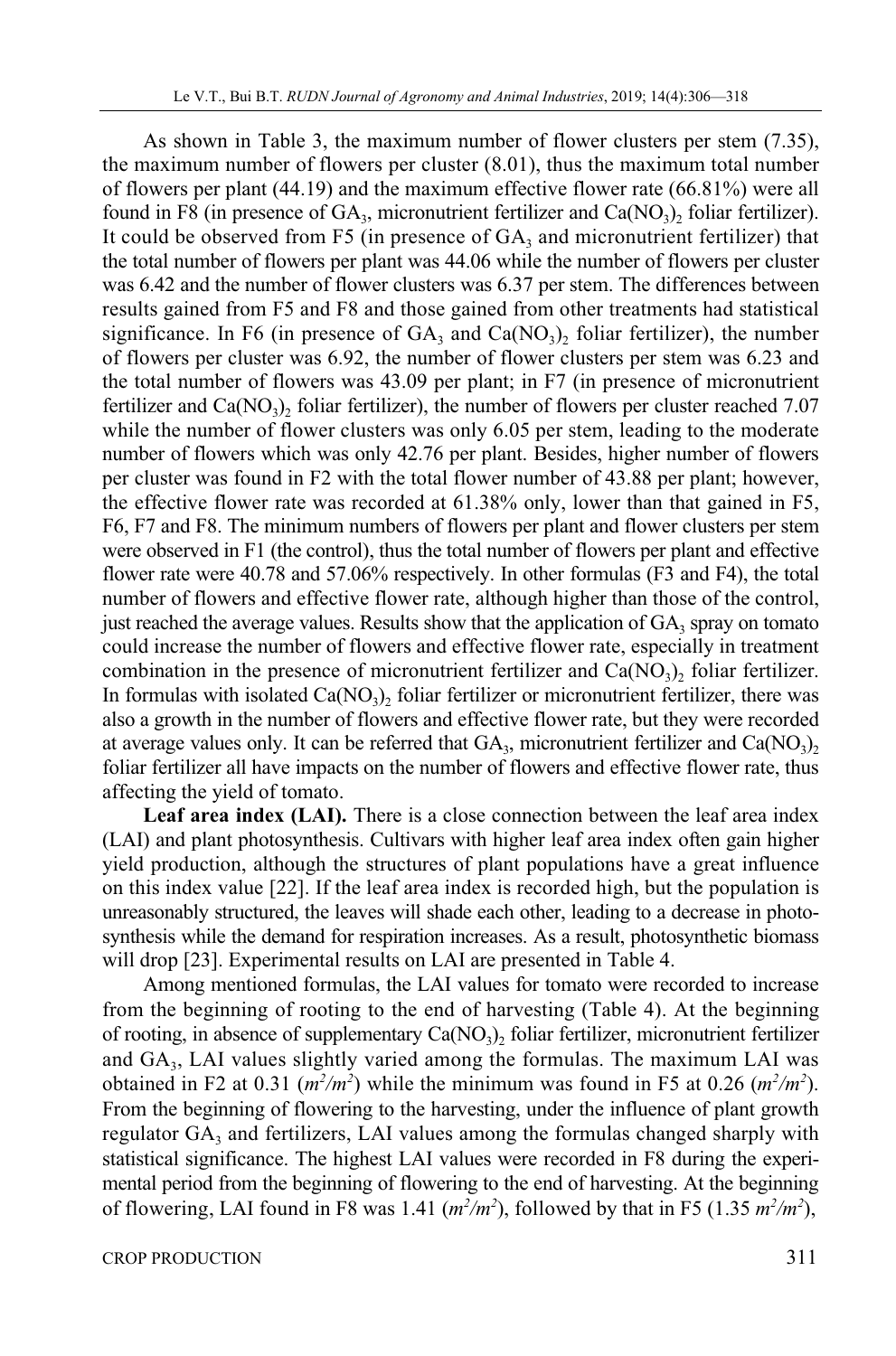As shown in Table 3, the maximum number of flower clusters per stem (7.35), the maximum number of flowers per cluster (8.01), thus the maximum total number of flowers per plant (44.19) and the maximum effective flower rate (66.81%) were all found in F8 (in presence of $GA_3$, micronutrient fertilizer and $Ca(NO_3)_2$ foliar fertilizer). It could be observed from F5 (in presence of $GA_3$ and micronutrient fertilizer) that the total number of flowers per plant was 44.06 while the number of flowers per cluster was 6.42 and the number of flower clusters was 6.37 per stem. The differences between results gained from F5 and F8 and those gained from other treatments had statistical significance. In F6 (in presence of $GA_3$ and $Ca(NO_3)_2$ foliar fertilizer), the number of flowers per cluster was 6.92, the number of flower clusters per stem was 6.23 and the total number of flowers was 43.09 per plant; in F7 (in presence of micronutrient fertilizer and $Ca(NO_3)_2$ foliar fertilizer), the number of flowers per cluster reached 7.07 while the number of flower clusters was only 6.05 per stem, leading to the moderate number of flowers which was only 42.76 per plant. Besides, higher number of flowers per cluster was found in F2 with the total flower number of 43.88 per plant; however, the effective flower rate was recorded at 61.38% only, lower than that gained in F5, F6, F7 and F8. The minimum numbers of flowers per plant and flower clusters per stem were observed in F1 (the control), thus the total number of flowers per plant and effective flower rate were 40.78 and 57.06% respectively. In other formulas (F3 and F4), the total number of flowers and effective flower rate, although higher than those of the control, just reached the average values. Results show that the application of $GA_3$ spray on tomato could increase the number of flowers and effective flower rate, especially in treatment combination in the presence of micronutrient fertilizer and $Ca(NO_3)_2$ foliar fertilizer. In formulas with isolated $Ca(NO_3)_2$ foliar fertilizer or micronutrient fertilizer, there was also a growth in the number of flowers and effective flower rate, but they were recorded at average values only. It can be referred that $GA_3$, micronutrient fertilizer and $Ca(NO_3)_2$ foliar fertilizer all have impacts on the number of flowers and effective flower rate, thus affecting the yield of tomato.

**Leaf area index (LAI).** There is a close connection between the leaf area index (LAI) and plant photosynthesis. Cultivars with higher leaf area index often gain higher yield production, although the structures of plant populations have a great influence on this index value [22]. If the leaf area index is recorded high, but the population is unreasonably structured, the leaves will shade each other, leading to a decrease in photosynthesis while the demand for respiration increases. As a result, photosynthetic biomass will drop [23]. Experimental results on LAI are presented in Table 4.

Among mentioned formulas, the LAI values for tomato were recorded to increase from the beginning of rooting to the end of harvesting (Table 4). At the beginning of rooting, in absence of supplementary $Ca(NO_3)_2$ foliar fertilizer, micronutrient fertilizer and $GA_3$, LAI values slightly varied among the formulas. The maximum LAI was obtained in F2 at 0.31 ($m^2/m^2$) while the minimum was found in F5 at 0.26 ($m^2/m^2$). From the beginning of flowering to the harvesting, under the influence of plant growth regulator $GA_3$ and fertilizers, LAI values among the formulas changed sharply with statistical significance. The highest LAI values were recorded in F8 during the experimental period from the beginning of flowering to the end of harvesting. At the beginning of flowering, LAI found in F8 was 1.41 ($m^2/m^2$), followed by that in F5 (1.35 $m^2/m^2$),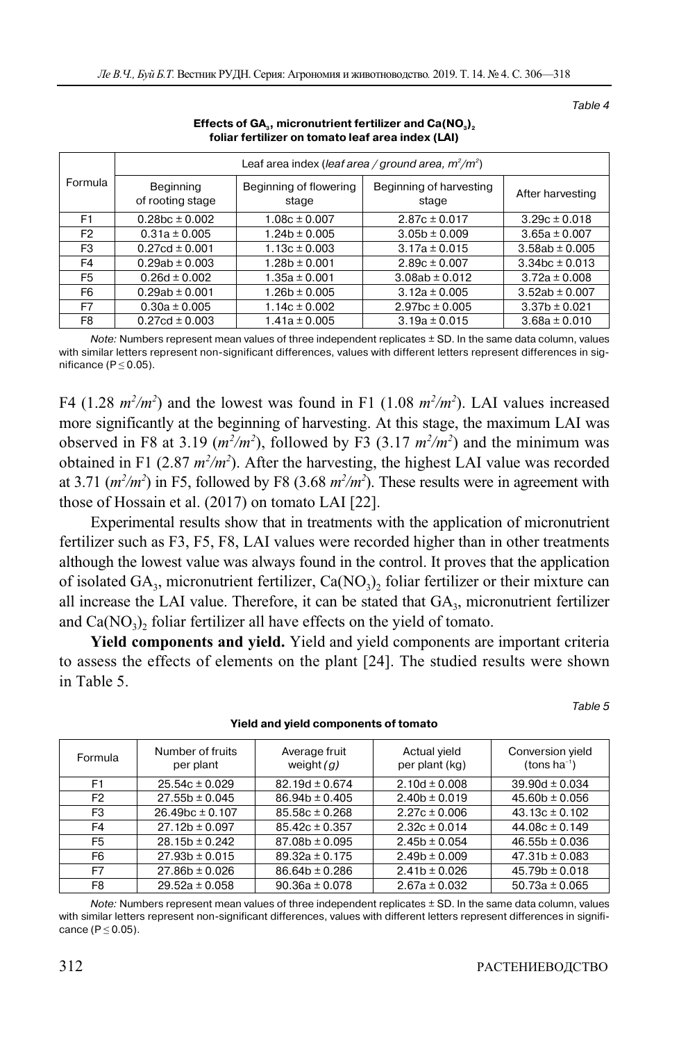Table 4

**Effects of $GA_3$, micronutrient fertilizer and $Ca(NO_3)_2$ foliar fertilizer on tomato leaf area index (LAI)**

| Formula | Leaf area index (*leaf area / ground area, $m^2/m^2$*) | | | |
|---|---|---|---|---|
| | Beginning of rooting stage | Beginning of flowering stage | Beginning of harvesting stage | After harvesting |
| F1 | 0.28bc ± 0.002 | 1.08c ± 0.007 | 2.87c ± 0.017 | 3.29c ± 0.018 |
| F2 | 0.31a ± 0.005 | 1.24b ± 0.005 | 3.05b ± 0.009 | 3.65a ± 0.007 |
| F3 | 0.27cd ± 0.001 | 1.13c ± 0.003 | 3.17a ± 0.015 | 3.58ab ± 0.005 |
| F4 | 0.29ab ± 0.003 | 1.28b ± 0.001 | 2.89c ± 0.007 | 3.34bc ± 0.013 |
| F5 | 0.26d ± 0.002 | 1.35a ± 0.001 | 3.08ab ± 0.012 | 3.72a ± 0.008 |
| F6 | 0.29ab ± 0.001 | 1.26b ± 0.005 | 3.12a ± 0.005 | 3.52ab ± 0.007 |
| F7 | 0.30a ± 0.005 | 1.14c ± 0.002 | 2.97bc ± 0.005 | 3.37b ± 0.021 |
| F8 | 0.27cd ± 0.003 | 1.41a ± 0.005 | 3.19a ± 0.015 | 3.68a ± 0.010 |

*Note:* Numbers represent mean values of three independent replicates ± SD. In the same data column, values with similar letters represent non-significant differences, values with different letters represent differences in significance ($P \leq 0.05$).

F4 (1.28 $m^2/m^2$) and the lowest was found in F1 (1.08 $m^2/m^2$). LAI values increased more significantly at the beginning of harvesting. At this stage, the maximum LAI was observed in F8 at 3.19 ($m^2/m^2$), followed by F3 (3.17 $m^2/m^2$) and the minimum was obtained in F1 (2.87 $m^2/m^2$). After the harvesting, the highest LAI value was recorded at 3.71 ($m^2/m^2$) in F5, followed by F8 (3.68 $m^2/m^2$). These results were in agreement with those of Hossain et al. (2017) on tomato LAI [22].

Experimental results show that in treatments with the application of micronutrient fertilizer such as F3, F5, F8, LAI values were recorded higher than in other treatments although the lowest value was always found in the control. It proves that the application of isolated $GA_3$, micronutrient fertilizer, $Ca(NO_3)_2$ foliar fertilizer or their mixture can all increase the LAI value. Therefore, it can be stated that $GA_3$, micronutrient fertilizer and $Ca(NO_3)_2$ foliar fertilizer all have effects on the yield of tomato.

**Yield components and yield.** Yield and yield components are important criteria to assess the effects of elements on the plant [24]. The studied results were shown in Table 5.

Table 5

**Yield and yield components of tomato**

| Formula | Number of fruits per plant | Average fruit weight *(g)* | Actual yield per plant (kg) | Conversion yield (tons $ha^{-1}$) |
|---|---|---|---|---|
| F1 | 25.54c ± 0.029 | 82.19d ± 0.674 | 2.10d ± 0.008 | 39.90d ± 0.034 |
| F2 | 27.55b ± 0.045 | 86.94b ± 0.405 | 2.40b ± 0.019 | 45.60b ± 0.056 |
| F3 | 26.49bc ± 0.107 | 85.58c ± 0.268 | 2.27c ± 0.006 | 43.13c ± 0.102 |
| F4 | 27.12b ± 0.097 | 85.42c ± 0.357 | 2.32c ± 0.014 | 44.08c ± 0.149 |
| F5 | 28.15b ± 0.242 | 87.08b ± 0.095 | 2.45b ± 0.054 | 46.55b ± 0.036 |
| F6 | 27.93b ± 0.015 | 89.32a ± 0.175 | 2.49b ± 0.009 | 47.31b ± 0.083 |
| F7 | 27.86b ± 0.026 | 86.64b ± 0.286 | 2.41b ± 0.026 | 45.79b ± 0.018 |
| F8 | 29.52a ± 0.058 | 90.36a ± 0.078 | 2.67a ± 0.032 | 50.73a ± 0.065 |

*Note:* Numbers represent mean values of three independent replicates ± SD. In the same data column, values with similar letters represent non-significant differences, values with different letters represent differences in significance ($P \leq 0.05$).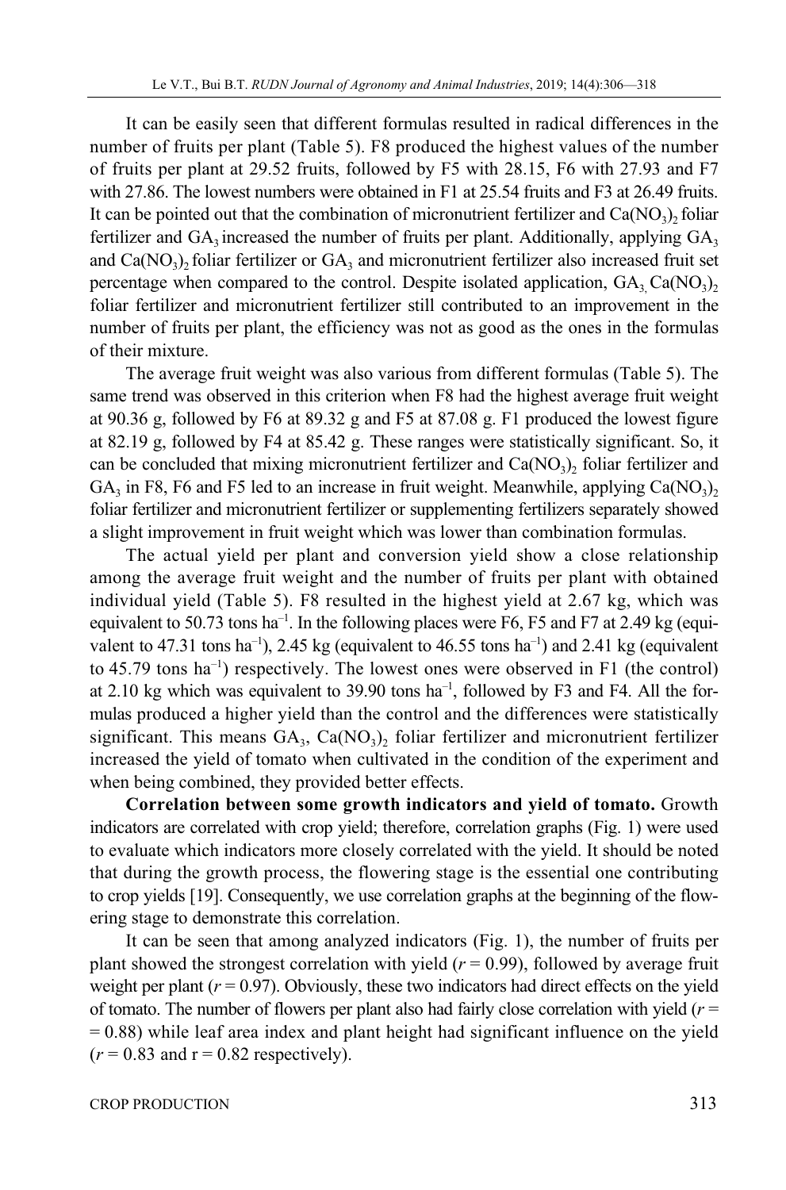It can be easily seen that different formulas resulted in radical differences in the number of fruits per plant (Table 5). F8 produced the highest values of the number of fruits per plant at 29.52 fruits, followed by F5 with 28.15, F6 with 27.93 and F7 with 27.86. The lowest numbers were obtained in F1 at 25.54 fruits and F3 at 26.49 fruits. It can be pointed out that the combination of micronutrient fertilizer and $Ca(NO_3)_2$ foliar fertilizer and $GA_3$ increased the number of fruits per plant. Additionally, applying $GA_3$ and $Ca(NO_3)_2$ foliar fertilizer or $GA_3$ and micronutrient fertilizer also increased fruit set percentage when compared to the control. Despite isolated application, $GA_3$, $Ca(NO_3)_2$ foliar fertilizer and micronutrient fertilizer still contributed to an improvement in the number of fruits per plant, the efficiency was not as good as the ones in the formulas of their mixture.

The average fruit weight was also various from different formulas (Table 5). The same trend was observed in this criterion when F8 had the highest average fruit weight at 90.36 g, followed by F6 at 89.32 g and F5 at 87.08 g. F1 produced the lowest figure at 82.19 g, followed by F4 at 85.42 g. These ranges were statistically significant. So, it can be concluded that mixing micronutrient fertilizer and $Ca(NO_3)_2$ foliar fertilizer and $GA_3$ in F8, F6 and F5 led to an increase in fruit weight. Meanwhile, applying $Ca(NO_3)_2$ foliar fertilizer and micronutrient fertilizer or supplementing fertilizers separately showed a slight improvement in fruit weight which was lower than combination formulas.

The actual yield per plant and conversion yield show a close relationship among the average fruit weight and the number of fruits per plant with obtained individual yield (Table 5). F8 resulted in the highest yield at 2.67 kg, which was equivalent to 50.73 tons $ha^{-1}$. In the following places were F6, F5 and F7 at 2.49 kg (equivalent to 47.31 tons $ha^{-1}$), 2.45 kg (equivalent to 46.55 tons $ha^{-1}$) and 2.41 kg (equivalent to 45.79 tons $ha^{-1}$) respectively. The lowest ones were observed in F1 (the control) at 2.10 kg which was equivalent to 39.90 tons $ha^{-1}$, followed by F3 and F4. All the formulas produced a higher yield than the control and the differences were statistically significant. This means $GA_3$, $Ca(NO_3)_2$ foliar fertilizer and micronutrient fertilizer increased the yield of tomato when cultivated in the condition of the experiment and when being combined, they provided better effects.

**Correlation between some growth indicators and yield of tomato.** Growth indicators are correlated with crop yield; therefore, correlation graphs (Fig. 1) were used to evaluate which indicators more closely correlated with the yield. It should be noted that during the growth process, the flowering stage is the essential one contributing to crop yields [19]. Consequently, we use correlation graphs at the beginning of the flowering stage to demonstrate this correlation.

It can be seen that among analyzed indicators (Fig. 1), the number of fruits per plant showed the strongest correlation with yield ($r = 0.99$), followed by average fruit weight per plant ($r = 0.97$). Obviously, these two indicators had direct effects on the yield of tomato. The number of flowers per plant also had fairly close correlation with yield ($r = 0.88$) while leaf area index and plant height had significant influence on the yield ($r = 0.83$ and $r = 0.82$ respectively).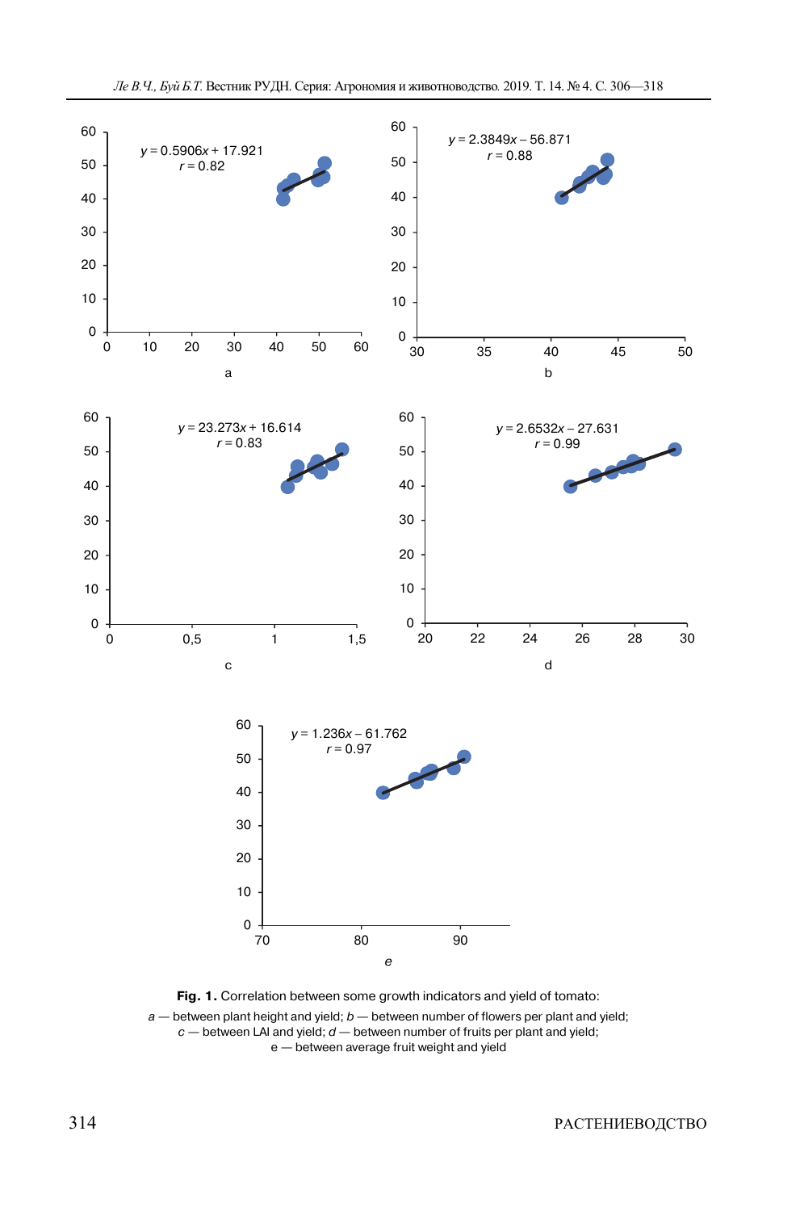Fig. 1. Correlation between some growth indicators and yield of tomato:

*a* — between plant height and yield; *b* — between number of flowers per plant and yield; *c* — between LAI and yield; *d* — between number of fruits per plant and yield; e — between average fruit weight and yield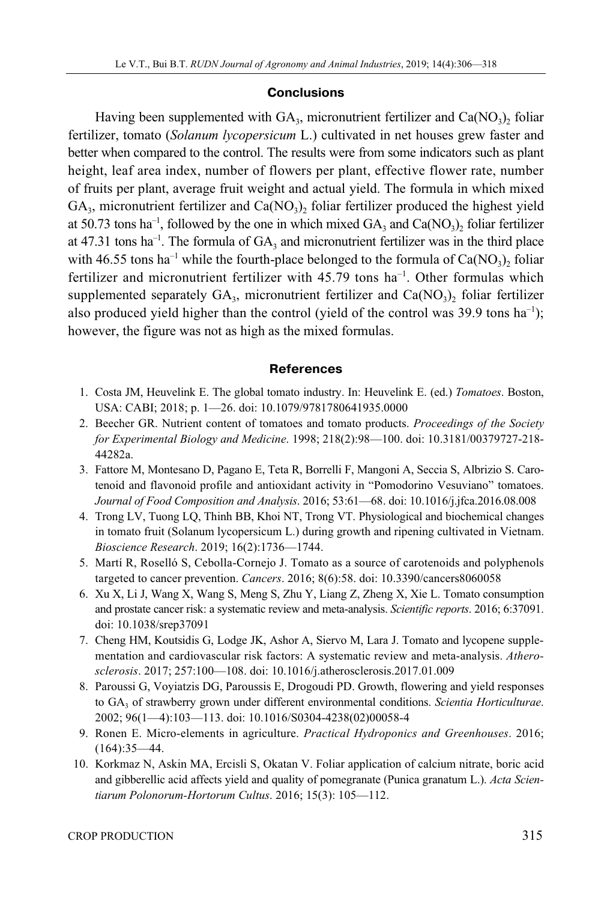## Conclusions

Having been supplemented with $GA_3$, micronutrient fertilizer and $Ca(NO_3)_2$ foliar fertilizer, tomato (*Solanum lycopersicum* L.) cultivated in net houses grew faster and better when compared to the control. The results were from some indicators such as plant height, leaf area index, number of flowers per plant, effective flower rate, number of fruits per plant, average fruit weight and actual yield. The formula in which mixed $GA_3$, micronutrient fertilizer and $Ca(NO_3)_2$ foliar fertilizer produced the highest yield at 50.73 tons $ha^{-1}$, followed by the one in which mixed $GA_3$ and $Ca(NO_3)_2$ foliar fertilizer at 47.31 tons $ha^{-1}$. The formula of $GA_3$ and micronutrient fertilizer was in the third place with 46.55 tons $ha^{-1}$ while the fourth-place belonged to the formula of $Ca(NO_3)_2$ foliar fertilizer and micronutrient fertilizer with 45.79 tons $ha^{-1}$. Other formulas which supplemented separately $GA_3$, micronutrient fertilizer and $Ca(NO_3)_2$ foliar fertilizer also produced yield higher than the control (yield of the control was 39.9 tons $ha^{-1}$); however, the figure was not as high as the mixed formulas.

## References

1. Costa JM, Heuvelink E. The global tomato industry. In: Heuvelink E. (ed.) *Tomatoes*. Boston, USA: CABI; 2018; p. 1—26. doi: 10.1079/9781780641935.0000
2. Beecher GR. Nutrient content of tomatoes and tomato products. *Proceedings of the Society for Experimental Biology and Medicine*. 1998; 218(2):98—100. doi: 10.3181/00379727-218-44282a.
3. Fattore M, Montesano D, Pagano E, Teta R, Borrelli F, Mangoni A, Seccia S, Albrizio S. Carotenoid and flavonoid profile and antioxidant activity in "Pomodorino Vesuviano" tomatoes. *Journal of Food Composition and Analysis*. 2016; 53:61—68. doi: 10.1016/j.jfca.2016.08.008
4. Trong LV, Tuong LQ, Thinh BB, Khoi NT, Trong VT. Physiological and biochemical changes in tomato fruit (Solanum lycopersicum L.) during growth and ripening cultivated in Vietnam. *Bioscience Research*. 2019; 16(2):1736—1744.
5. Martí R, Roselló S, Cebolla-Cornejo J. Tomato as a source of carotenoids and polyphenols targeted to cancer prevention. *Cancers*. 2016; 8(6):58. doi: 10.3390/cancers8060058
6. Xu X, Li J, Wang X, Wang S, Meng S, Zhu Y, Liang Z, Zheng X, Xie L. Tomato consumption and prostate cancer risk: a systematic review and meta-analysis. *Scientific reports*. 2016; 6:37091. doi: 10.1038/srep37091
7. Cheng HM, Koutsidis G, Lodge JK, Ashor A, Siervo M, Lara J. Tomato and lycopene supplementation and cardiovascular risk factors: A systematic review and meta-analysis. *Atherosclerosis*. 2017; 257:100—108. doi: 10.1016/j.atherosclerosis.2017.01.009
8. Paroussi G, Voyiatzis DG, Paroussis E, Drogoudi PD. Growth, flowering and yield responses to $GA_3$ of strawberry grown under different environmental conditions. *Scientia Horticulturae*. 2002; 96(1—4):103—113. doi: 10.1016/S0304-4238(02)00058-4
9. Ronen E. Micro-elements in agriculture. *Practical Hydroponics and Greenhouses*. 2016; (164):35—44.
10. Korkmaz N, Askin MA, Ercisli S, Okatan V. Foliar application of calcium nitrate, boric acid and gibberellic acid affects yield and quality of pomegranate (Punica granatum L.). *Acta Scientiarum Polonorum-Hortorum Cultus*. 2016; 15(3): 105—112.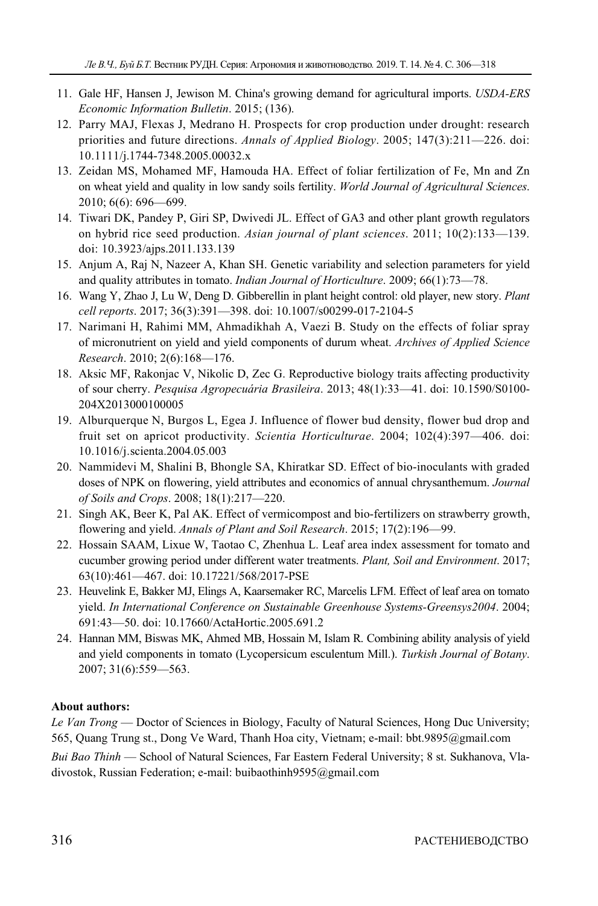11. Gale HF, Hansen J, Jewison M. China's growing demand for agricultural imports. *USDA-ERS Economic Information Bulletin*. 2015; (136).
12. Parry MAJ, Flexas J, Medrano H. Prospects for crop production under drought: research priorities and future directions. *Annals of Applied Biology*. 2005; 147(3):211—226. doi: 10.1111/j.1744-7348.2005.00032.x
13. Zeidan MS, Mohamed MF, Hamouda HA. Effect of foliar fertilization of Fe, Mn and Zn on wheat yield and quality in low sandy soils fertility. *World Journal of Agricultural Sciences*. 2010; 6(6): 696—699.
14. Tiwari DK, Pandey P, Giri SP, Dwivedi JL. Effect of GA3 and other plant growth regulators on hybrid rice seed production. *Asian journal of plant sciences*. 2011; 10(2):133—139. doi: 10.3923/ajps.2011.133.139
15. Anjum A, Raj N, Nazeer A, Khan SH. Genetic variability and selection parameters for yield and quality attributes in tomato. *Indian Journal of Horticulture*. 2009; 66(1):73—78.
16. Wang Y, Zhao J, Lu W, Deng D. Gibberellin in plant height control: old player, new story. *Plant cell reports*. 2017; 36(3):391—398. doi: 10.1007/s00299-017-2104-5
17. Narimani H, Rahimi MM, Ahmadikhah A, Vaezi B. Study on the effects of foliar spray of micronutrient on yield and yield components of durum wheat. *Archives of Applied Science Research*. 2010; 2(6):168—176.
18. Aksic MF, Rakonjac V, Nikolic D, Zec G. Reproductive biology traits affecting productivity of sour cherry. *Pesquisa Agropecuária Brasileira*. 2013; 48(1):33—41. doi: 10.1590/S0100-204X2013000100005
19. Alburquerque N, Burgos L, Egea J. Influence of flower bud density, flower bud drop and fruit set on apricot productivity. *Scientia Horticulturae*. 2004; 102(4):397—406. doi: 10.1016/j.scienta.2004.05.003
20. Nammidevi M, Shalini B, Bhongle SA, Khiratkar SD. Effect of bio-inoculants with graded doses of NPK on flowering, yield attributes and economics of annual chrysanthemum. *Journal of Soils and Crops*. 2008; 18(1):217—220.
21. Singh AK, Beer K, Pal AK. Effect of vermicompost and bio-fertilizers on strawberry growth, flowering and yield. *Annals of Plant and Soil Research*. 2015; 17(2):196—99.
22. Hossain SAAM, Lixue W, Taotao C, Zhenhua L. Leaf area index assessment for tomato and cucumber growing period under different water treatments. *Plant, Soil and Environment*. 2017; 63(10):461—467. doi: 10.17221/568/2017-PSE
23. Heuvelink E, Bakker MJ, Elings A, Kaarsemaker RC, Marcelis LFM. Effect of leaf area on tomato yield. *In International Conference on Sustainable Greenhouse Systems-Greensys2004*. 2004; 691:43—50. doi: 10.17660/ActaHortic.2005.691.2
24. Hannan MM, Biswas MK, Ahmed MB, Hossain M, Islam R. Combining ability analysis of yield and yield components in tomato (Lycopersicum esculentum Mill.). *Turkish Journal of Botany*. 2007; 31(6):559—563.

**About authors:**

*Le Van Trong* — Doctor of Sciences in Biology, Faculty of Natural Sciences, Hong Duc University; 565, Quang Trung st., Dong Ve Ward, Thanh Hoa city, Vietnam; e-mail: bbt.9895@gmail.com

*Bui Bao Thinh* — School of Natural Sciences, Far Eastern Federal University; 8 st. Sukhanova, Vladivostok, Russian Federation; e-mail: buibaothinh9595@gmail.com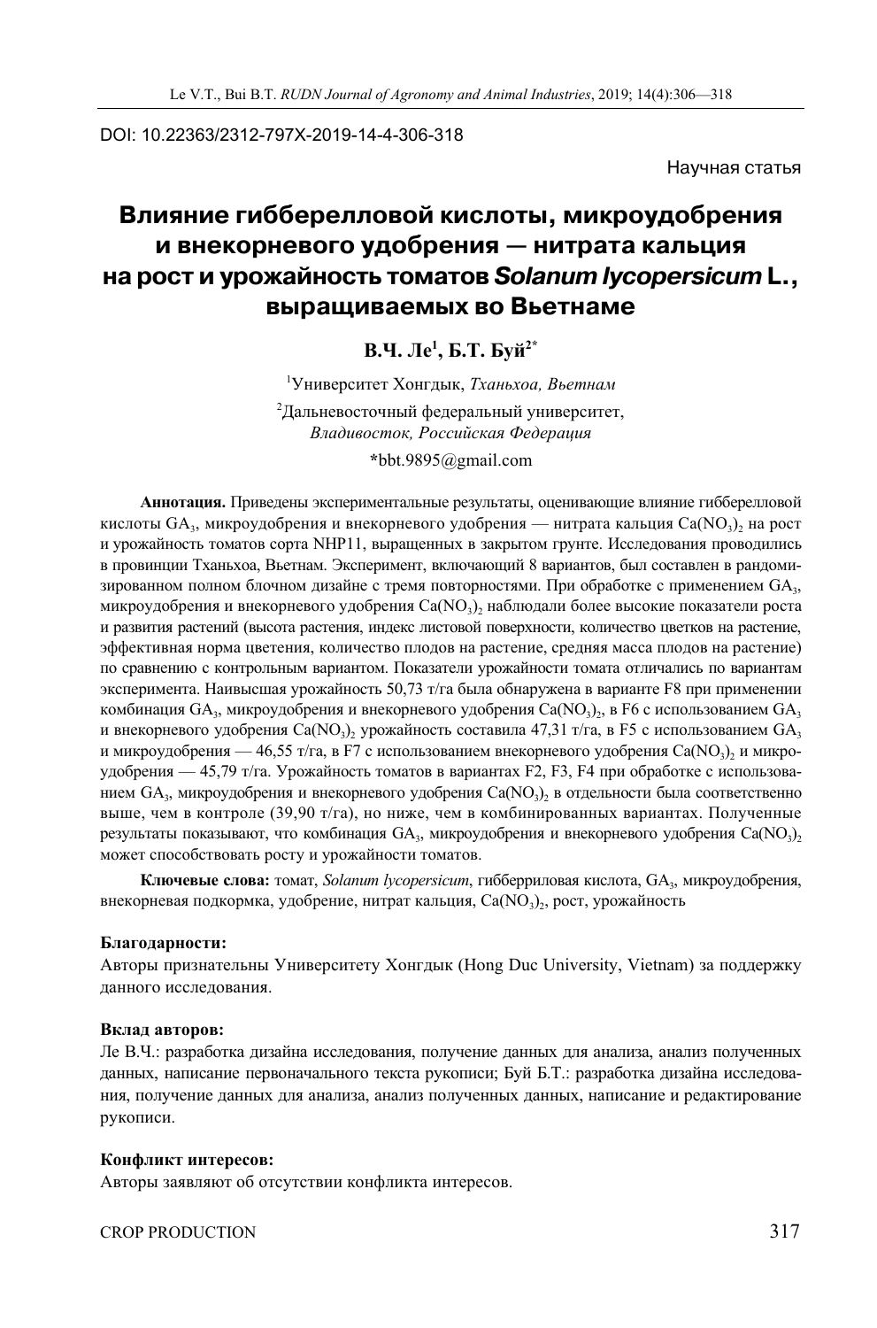DOI: 10.22363/2312-797X-2019-14-4-306-318

Научная статья

# Влияние гиббереллоой кислоты, микроудобрения и внекорневого удобрения — нитрата кальция на рост и урожайность томатов *Solanum lycopersicum* L., выращиваемых во Вьетнаме

**В.Ч. Ле[1], Б.Т. Буй[2*]**

[1]Университет Хонгдык, *Тханьхоа, Вьетнам*

[2]Дальневосточный федеральный университет, *Владивосток, Российская Федерация*

*bbt.9895@gmail.com

**Аннотация.** Приведены экспериментальные результаты, оценивающие влияние гибберелловой кислоты $GA_3$, микроудобрения и внекорневого удобрения — нитрата кальция $Ca(NO_3)_2$ на рост и урожайность томатов сорта NHP11, выращенных в закрытом грунте. Исследования проводились в провинции Тханьхоа, Вьетнам. Эксперимент, включающий 8 вариантов, был составлен в рандомизированном полном блочном дизайне с тремя повторностями. При обработке с применением $GA_3$, микроудобрения и внекорневого удобрения $Ca(NO_3)_2$ наблюдали более высокие показатели роста и развития растений (высота растения, индекс листовой поверхности, количество цветков на растение, эффективная норма цветения, количество плодов на растение, средняя масса плодов на растение) по сравнению с контрольным вариантом. Показатели урожайности томата отличались по вариантам эксперимента. Наивысшая урожайность 50,73 т/га была обнаружена в варианте F8 при применении комбинация $GA_3$, микроудобрения и внекорневого удобрения $Ca(NO_3)_2$, в F6 с использованием $GA_3$ и внекорневого удобрения $Ca(NO_3)_2$ урожайность составила 47,31 т/га, в F5 с использованием $GA_3$ и микроудобрения — 46,55 т/га, в F7 с использованием внекорневого удобрения $Ca(NO_3)_2$ и микроудобрения — 45,79 т/га. Урожайность томатов в вариантах F2, F3, F4 при обработке с использованием $GA_3$, микроудобрения и внекорневого удобрения $Ca(NO_3)_2$ в отдельности была соответственно выше, чем в контроле (39,90 т/га), но ниже, чем в комбинированных вариантах. Полученные результаты показывают, что комбинация $GA_3$, микроудобрения и внекорневого удобрения $Ca(NO_3)_2$ может способствовать росту и урожайности томатов.

**Ключевые слова:** томат, *Solanum lycopersicum*, гибберриловая кислота, $GA_3$, микроудобрения, внекорневая подкормка, удобрение, нитрат кальция, $Ca(NO_3)_2$, рост, урожайность

**Благодарности:**

Авторы признательны Университету Хонгдык (Hong Duc University, Vietnam) за поддержку данного исследования.

**Вклад авторов:**

Ле В.Ч.: разработка дизайна исследования, получение данных для анализа, анализ полученных данных, написание первоначального текста рукописи; Буй Б.Т.: разработка дизайна исследования, получение данных для анализа, анализ полученных данных, написание и редактирование рукописи.

**Конфликт интересов:**

Авторы заявляют об отсутствии конфликта интересов.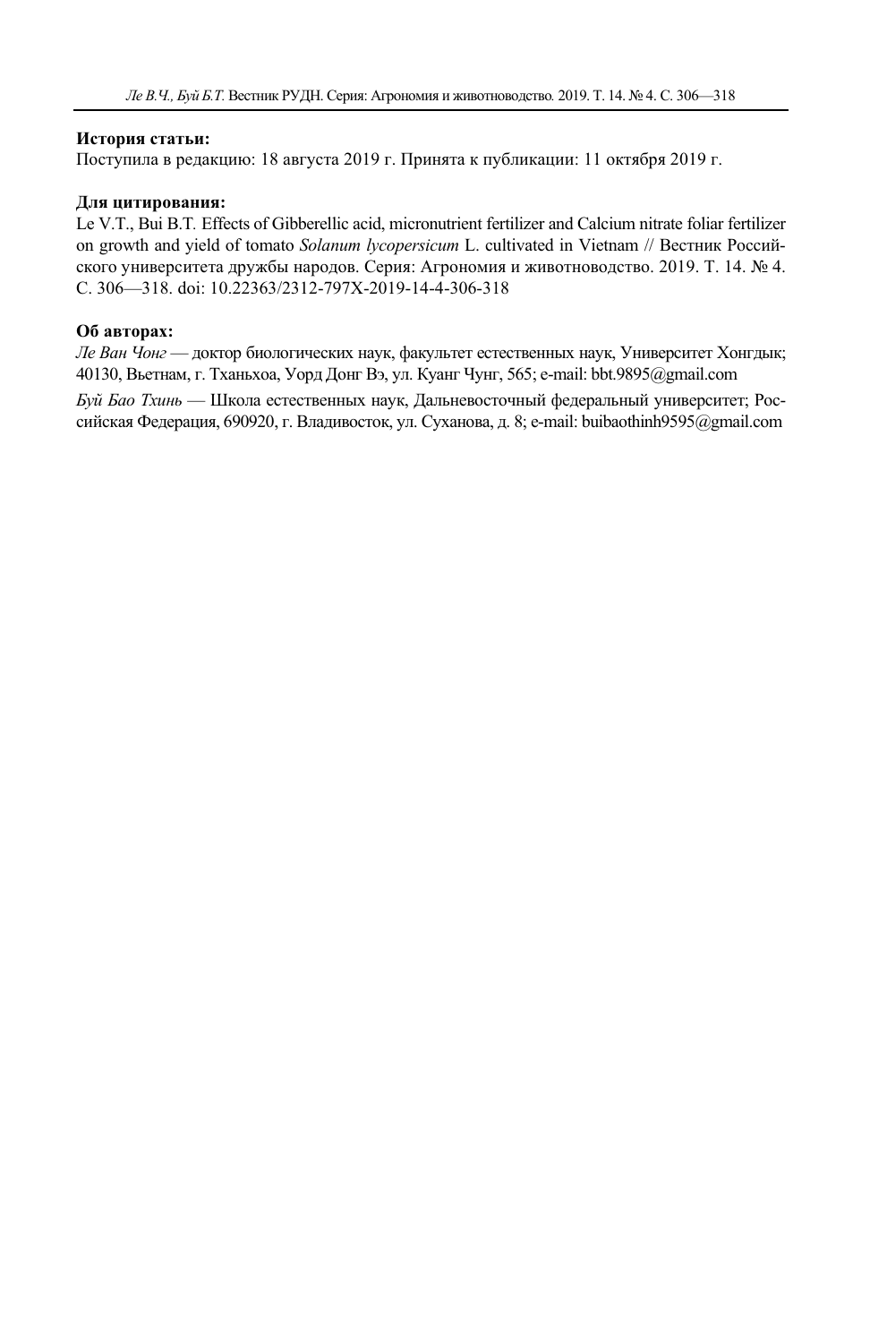**История статьи:**

Поступила в редакцию: 18 августа 2019 г. Принята к публикации: 11 октября 2019 г.

**Для цитирования:**

Le V.T., Bui B.T. Effects of Gibberellic acid, micronutrient fertilizer and Calcium nitrate foliar fertilizer on growth and yield of tomato *Solanum lycopersicum* L. cultivated in Vietnam // Вестник Российского университета дружбы народов. Серия: Агрономия и животноводство. 2019. Т. 14. № 4. С. 306—318. doi: 10.22363/2312-797X-2019-14-4-306-318

**Об авторах:**

*Ле Ван Чонг* — доктор биологических наук, факультет естественных наук, Университет Хонгдык; 40130, Вьетнам, г. Тханьхоа, Уорд Донг Вэ, ул. Куанг Чунг, 565; e-mail: bbt.9895@gmail.com

*Буй Бао Тхинь* — Школа естественных наук, Дальневосточный федеральный университет; Российская Федерация, 690920, г. Владивосток, ул. Суханова, д. 8; e-mail: buibaothinh9595@gmail.com